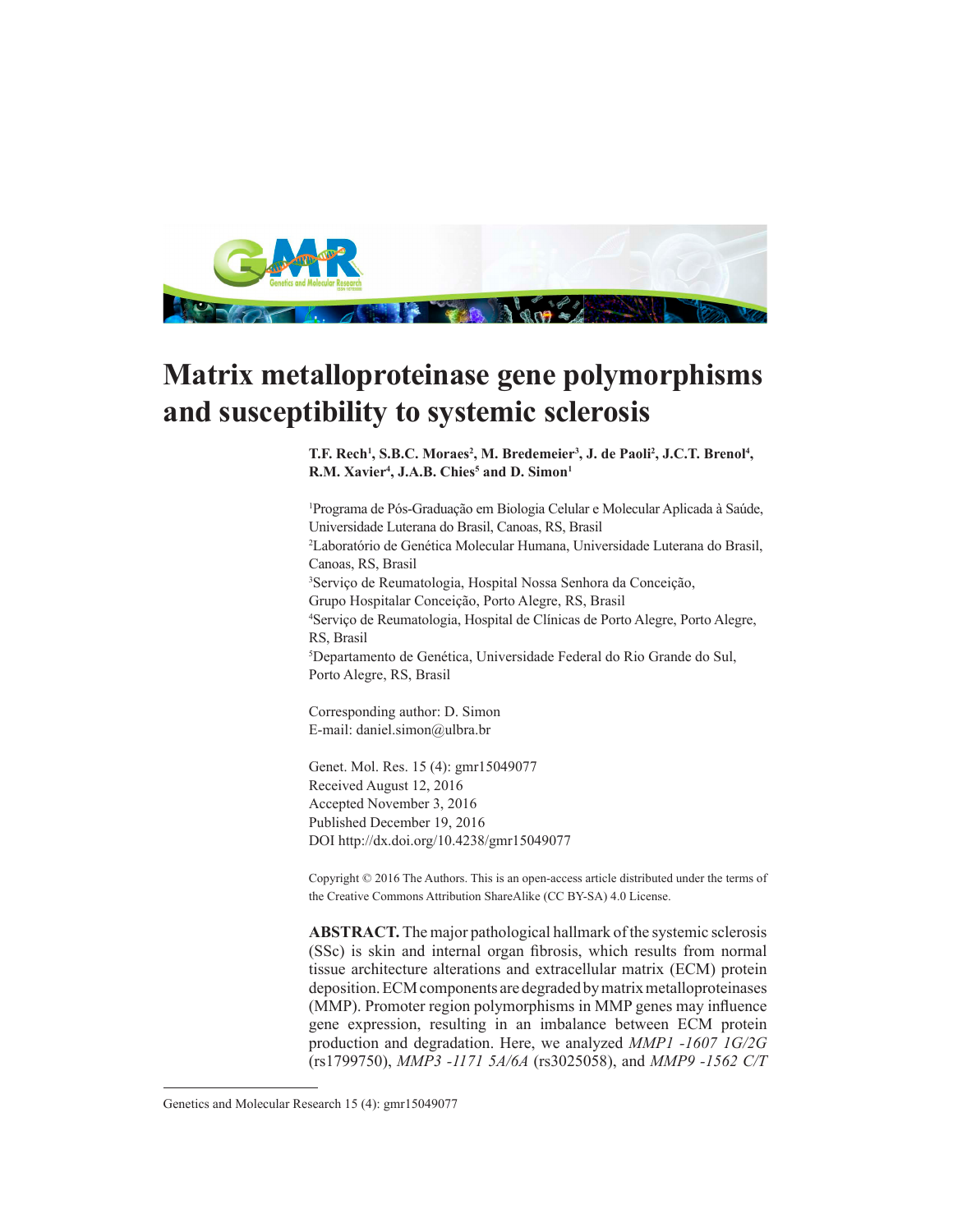# Matrix metalloproteinase gene polymorphisms and susceptibility to systemic sclerosis

**T.F. Rech[1], S.B.C. Moraes[2], M. Bredemeier[3], J. de Paoli[2], J.C.T. Brenol[4], R.M. Xavier[4], J.A.B. Chies[5] and D. Simon[1]**

[1]Programa de Pós-Graduação em Biologia Celular e Molecular Aplicada à Saúde, Universidade Luterana do Brasil, Canoas, RS, Brasil
[2]Laboratório de Genética Molecular Humana, Universidade Luterana do Brasil, Canoas, RS, Brasil
[3]Serviço de Reumatologia, Hospital Nossa Senhora da Conceição, Grupo Hospitalar Conceição, Porto Alegre, RS, Brasil
[4]Serviço de Reumatologia, Hospital de Clínicas de Porto Alegre, Porto Alegre, RS, Brasil
[5]Departamento de Genética, Universidade Federal do Rio Grande do Sul, Porto Alegre, RS, Brasil

Corresponding author: D. Simon
E-mail: daniel.simon@ulbra.br

Genet. Mol. Res. 15 (4): gmr15049077
Received August 12, 2016
Accepted November 3, 2016
Published December 19, 2016
DOI http://dx.doi.org/10.4238/gmr15049077

Copyright © 2016 The Authors. This is an open-access article distributed under the terms of the Creative Commons Attribution ShareAlike (CC BY-SA) 4.0 License.

**ABSTRACT.** The major pathological hallmark of the systemic sclerosis (SSc) is skin and internal organ fibrosis, which results from normal tissue architecture alterations and extracellular matrix (ECM) protein deposition. ECM components are degraded by matrix metalloproteinases (MMP). Promoter region polymorphisms in MMP genes may influence gene expression, resulting in an imbalance between ECM protein production and degradation. Here, we analyzed *MMP1 -1607 1G/2G* (rs1799750), *MMP3 -1171 5A/6A* (rs3025058), and *MMP9 -1562 C/T*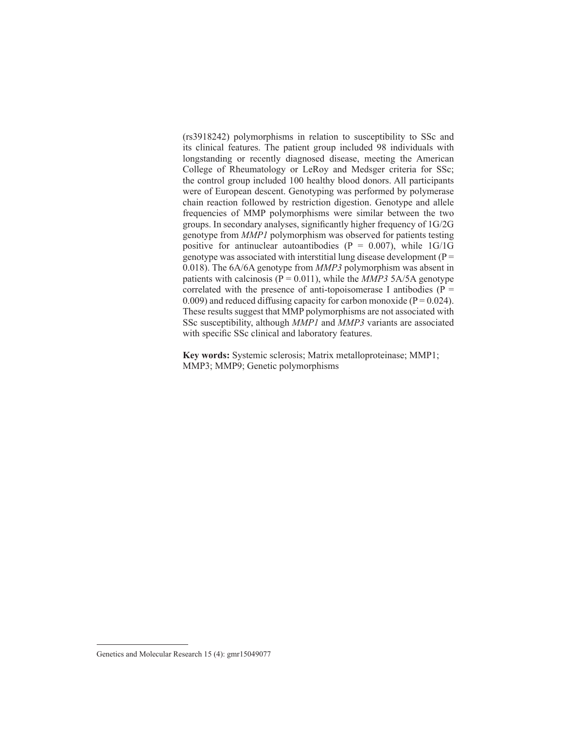(rs3918242) polymorphisms in relation to susceptibility to SSc and its clinical features. The patient group included 98 individuals with longstanding or recently diagnosed disease, meeting the American College of Rheumatology or LeRoy and Medsger criteria for SSc; the control group included 100 healthy blood donors. All participants were of European descent. Genotyping was performed by polymerase chain reaction followed by restriction digestion. Genotype and allele frequencies of MMP polymorphisms were similar between the two groups. In secondary analyses, significantly higher frequency of 1G/2G genotype from *MMP1* polymorphism was observed for patients testing positive for antinuclear autoantibodies ($P = 0.007$), while 1G/1G genotype was associated with interstitial lung disease development ($P = 0.018$). The 6A/6A genotype from *MMP3* polymorphism was absent in patients with calcinosis ($P = 0.011$), while the *MMP3* 5A/5A genotype correlated with the presence of anti-topoisomerase I antibodies ($P = 0.009$) and reduced diffusing capacity for carbon monoxide ($P = 0.024$). These results suggest that MMP polymorphisms are not associated with SSc susceptibility, although *MMP1* and *MMP3* variants are associated with specific SSc clinical and laboratory features.

**Key words:** Systemic sclerosis; Matrix metalloproteinase; MMP1; MMP3; MMP9; Genetic polymorphisms